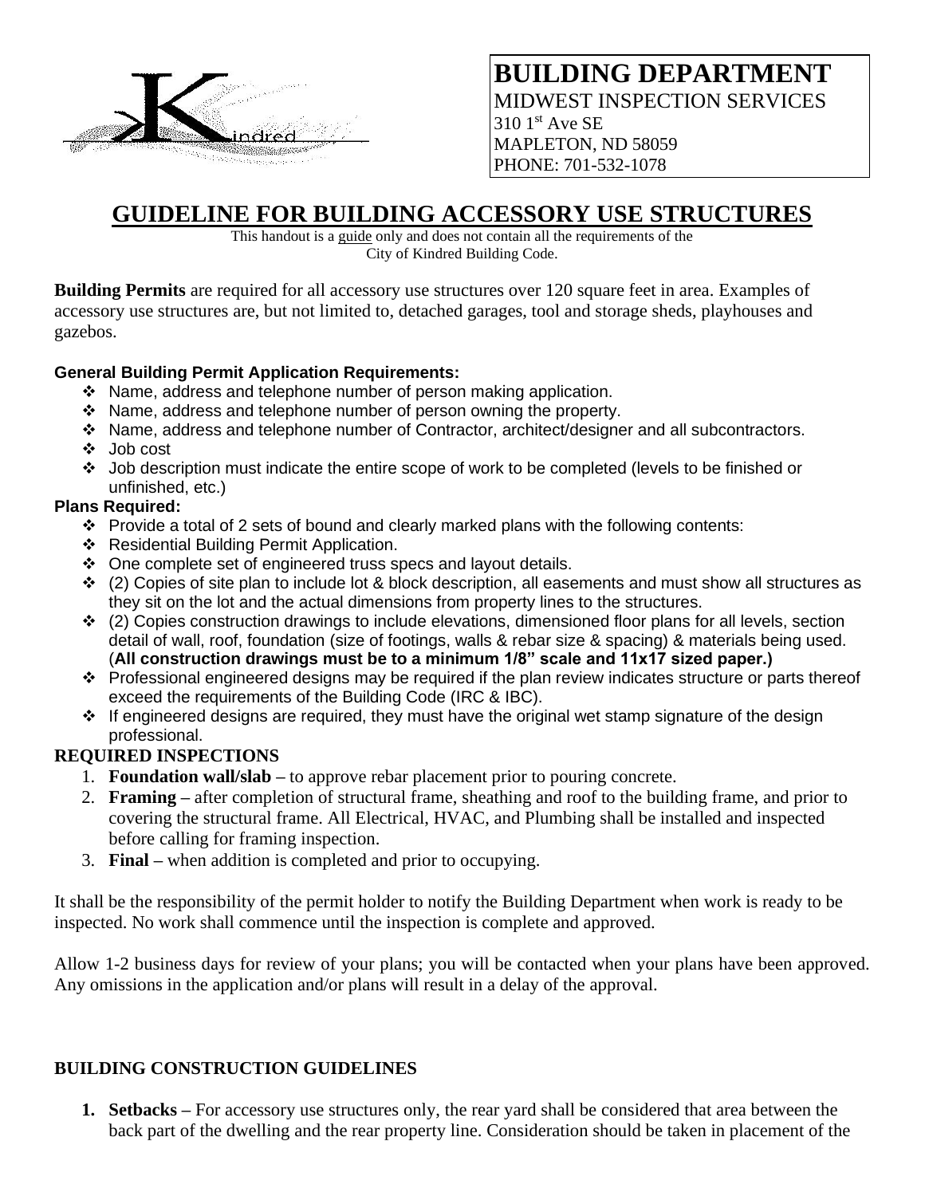**BUILDING DEPARTMENT**
MIDWEST INSPECTION SERVICES
310 1st Ave SE
MAPLETON, ND 58059
PHONE: 701-532-1078

# GUIDELINE FOR BUILDING ACCESSORY USE STRUCTURES

This handout is a guide only and does not contain all the requirements of the City of Kindred Building Code.

**Building Permits** are required for all accessory use structures over 120 square feet in area. Examples of accessory use structures are, but not limited to, detached garages, tool and storage sheds, playhouses and gazebos.

**General Building Permit Application Requirements:**

- Name, address and telephone number of person making application.
- Name, address and telephone number of person owning the property.
- Name, address and telephone number of Contractor, architect/designer and all subcontractors.
- Job cost
- Job description must indicate the entire scope of work to be completed (levels to be finished or unfinished, etc.)

**Plans Required:**

- Provide a total of 2 sets of bound and clearly marked plans with the following contents:
- Residential Building Permit Application.
- One complete set of engineered truss specs and layout details.
- (2) Copies of site plan to include lot & block description, all easements and must show all structures as they sit on the lot and the actual dimensions from property lines to the structures.
- (2) Copies construction drawings to include elevations, dimensioned floor plans for all levels, section detail of wall, roof, foundation (size of footings, walls & rebar size & spacing) & materials being used. (**All construction drawings must be to a minimum 1/8" scale and 11x17 sized paper.)**
- Professional engineered designs may be required if the plan review indicates structure or parts thereof exceed the requirements of the Building Code (IRC & IBC).
- If engineered designs are required, they must have the original wet stamp signature of the design professional.

**REQUIRED INSPECTIONS**

1. **Foundation wall/slab –** to approve rebar placement prior to pouring concrete.
2. **Framing –** after completion of structural frame, sheathing and roof to the building frame, and prior to covering the structural frame. All Electrical, HVAC, and Plumbing shall be installed and inspected before calling for framing inspection.
3. **Final –** when addition is completed and prior to occupying.

It shall be the responsibility of the permit holder to notify the Building Department when work is ready to be inspected. No work shall commence until the inspection is complete and approved.

Allow 1-2 business days for review of your plans; you will be contacted when your plans have been approved. Any omissions in the application and/or plans will result in a delay of the approval.

**BUILDING CONSTRUCTION GUIDELINES**

1. **Setbacks –** For accessory use structures only, the rear yard shall be considered that area between the back part of the dwelling and the rear property line. Consideration should be taken in placement of the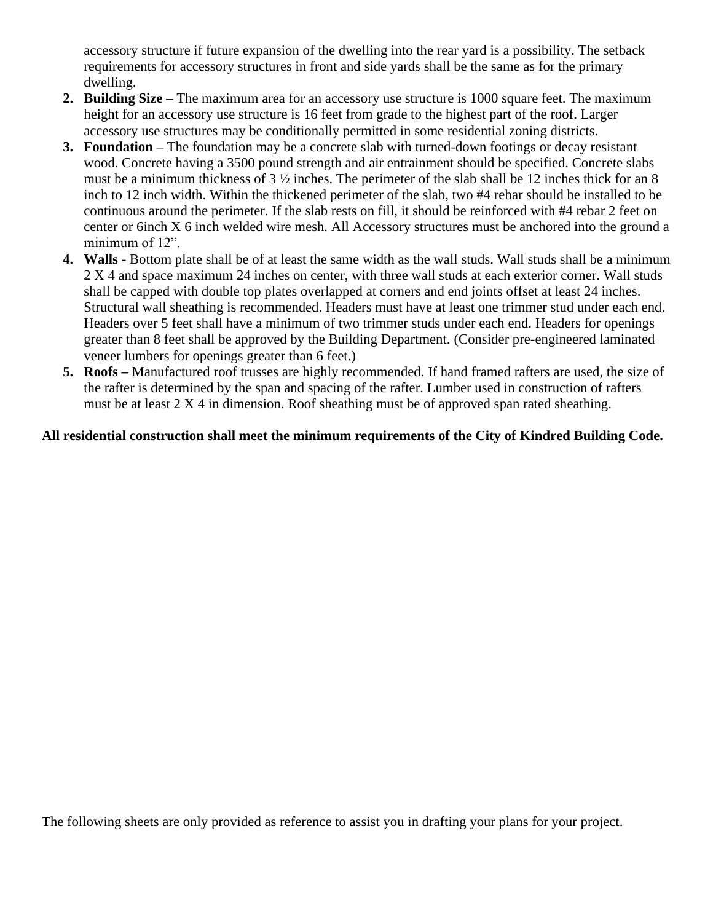accessory structure if future expansion of the dwelling into the rear yard is a possibility. The setback requirements for accessory structures in front and side yards shall be the same as for the primary dwelling.

2. **Building Size** – The maximum area for an accessory use structure is 1000 square feet. The maximum height for an accessory use structure is 16 feet from grade to the highest part of the roof. Larger accessory use structures may be conditionally permitted in some residential zoning districts.
3. **Foundation** – The foundation may be a concrete slab with turned-down footings or decay resistant wood. Concrete having a 3500 pound strength and air entrainment should be specified. Concrete slabs must be a minimum thickness of 3 ½ inches. The perimeter of the slab shall be 12 inches thick for an 8 inch to 12 inch width. Within the thickened perimeter of the slab, two #4 rebar should be installed to be continuous around the perimeter. If the slab rests on fill, it should be reinforced with #4 rebar 2 feet on center or 6inch X 6 inch welded wire mesh. All Accessory structures must be anchored into the ground a minimum of 12".
4. **Walls -** Bottom plate shall be of at least the same width as the wall studs. Wall studs shall be a minimum 2 X 4 and space maximum 24 inches on center, with three wall studs at each exterior corner. Wall studs shall be capped with double top plates overlapped at corners and end joints offset at least 24 inches. Structural wall sheathing is recommended. Headers must have at least one trimmer stud under each end. Headers over 5 feet shall have a minimum of two trimmer studs under each end. Headers for openings greater than 8 feet shall be approved by the Building Department. (Consider pre-engineered laminated veneer lumbers for openings greater than 6 feet.)
5. **Roofs** – Manufactured roof trusses are highly recommended. If hand framed rafters are used, the size of the rafter is determined by the span and spacing of the rafter. Lumber used in construction of rafters must be at least 2 X 4 in dimension. Roof sheathing must be of approved span rated sheathing.

**All residential construction shall meet the minimum requirements of the City of Kindred Building Code.**

The following sheets are only provided as reference to assist you in drafting your plans for your project.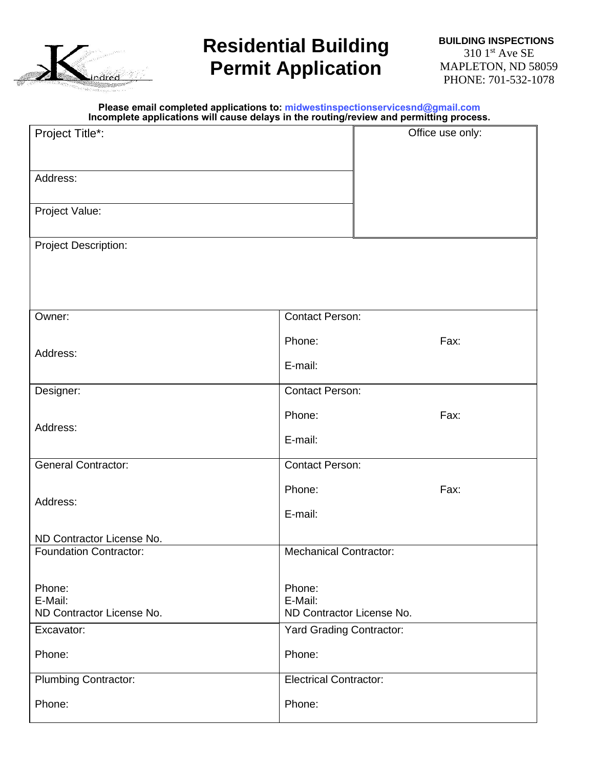# Residential Building Permit Application

**BUILDING INSPECTIONS**
310 1st Ave SE
MAPLETON, ND 58059
PHONE: 701-532-1078

**Please email completed applications to: midwestinspectionservicesnd@gmail.com**
**Incomplete applications will cause delays in the routing/review and permitting process.**

| | |
|---|---|
| Project Title*: | Office use only: |
| Address: | |
| Project Value: | |
| Project Description: | |
| Owner:<br><br>Address: | Contact Person:<br><br>Phone: Fax:<br><br>E-mail: |
| Designer:<br><br>Address: | Contact Person:<br><br>Phone: Fax:<br><br>E-mail: |
| General Contractor:<br><br>Address:<br><br>ND Contractor License No. | Contact Person:<br><br>Phone: Fax:<br><br>E-mail: |
| Foundation Contractor:<br><br>Phone:<br>E-Mail:<br>ND Contractor License No. | Mechanical Contractor:<br><br>Phone:<br>E-Mail:<br>ND Contractor License No. |
| Excavator:<br><br>Phone: | Yard Grading Contractor:<br><br>Phone: |
| Plumbing Contractor:<br><br>Phone: | Electrical Contractor:<br><br>Phone: |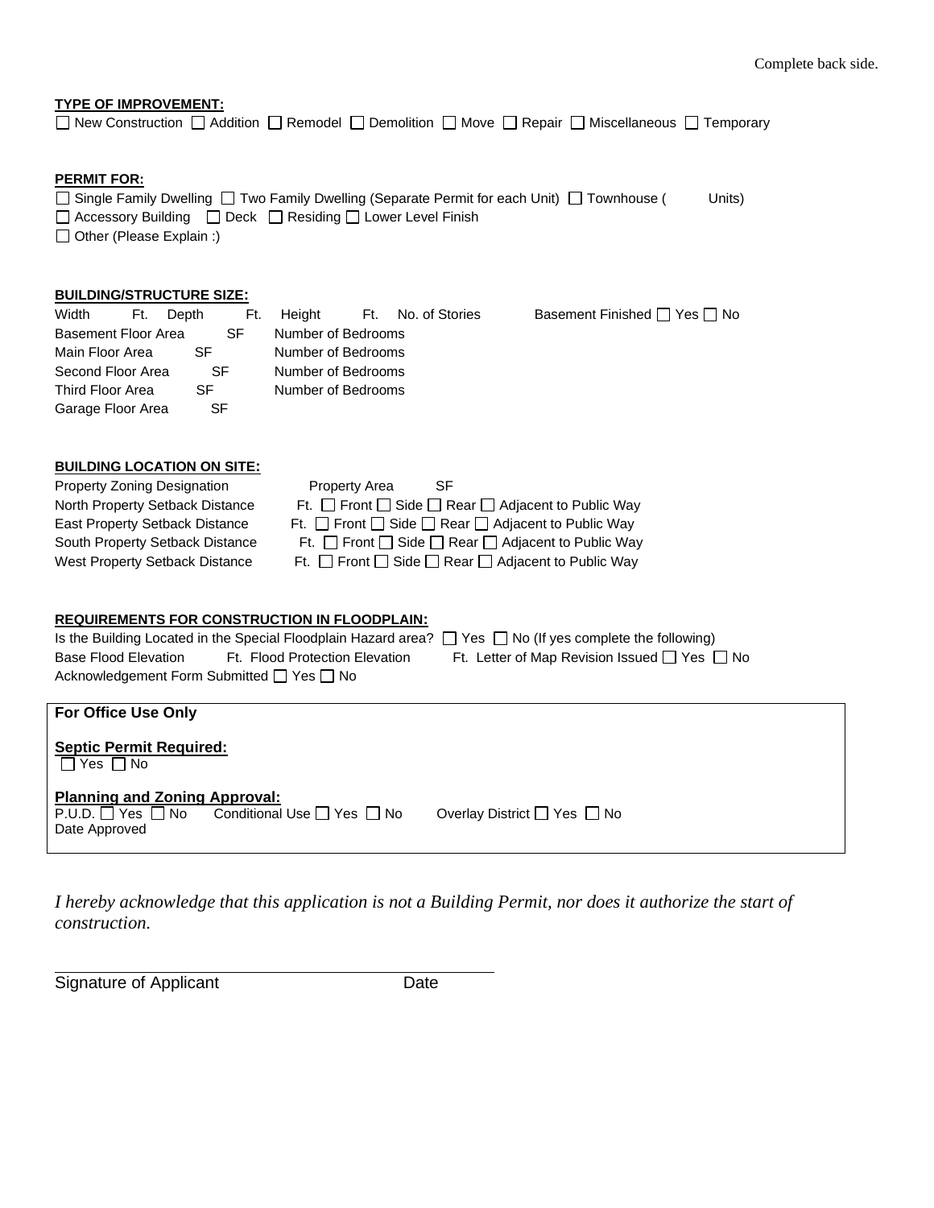Complete back side.

**TYPE OF IMPROVEMENT:**

☐ New Construction ☐ Addition ☐ Remodel ☐ Demolition ☐ Move ☐ Repair ☐ Miscellaneous ☐ Temporary

**PERMIT FOR:**

☐ Single Family Dwelling ☐ Two Family Dwelling (Separate Permit for each Unit) ☐ Townhouse ( Units)

☐ Accessory Building ☐ Deck ☐ Residing ☐ Lower Level Finish

☐ Other (Please Explain :)

**BUILDING/STRUCTURE SIZE:**

Width Ft. Depth Ft. Height Ft. No. of Stories Basement Finished ☐ Yes ☐ No

Basement Floor Area SF Number of Bedrooms

Main Floor Area SF Number of Bedrooms

Second Floor Area SF Number of Bedrooms

Third Floor Area SF Number of Bedrooms

Garage Floor Area SF

**BUILDING LOCATION ON SITE:**

Property Zoning Designation Property Area SF

North Property Setback Distance Ft. ☐ Front ☐ Side ☐ Rear ☐ Adjacent to Public Way

East Property Setback Distance Ft. ☐ Front ☐ Side ☐ Rear ☐ Adjacent to Public Way

South Property Setback Distance Ft. ☐ Front ☐ Side ☐ Rear ☐ Adjacent to Public Way

West Property Setback Distance Ft. ☐ Front ☐ Side ☐ Rear ☐ Adjacent to Public Way

**REQUIREMENTS FOR CONSTRUCTION IN FLOODPLAIN:**

Is the Building Located in the Special Floodplain Hazard area? ☐ Yes ☐ No (If yes complete the following)

Base Flood Elevation Ft. Flood Protection Elevation Ft. Letter of Map Revision Issued ☐ Yes ☐ No

Acknowledgement Form Submitted ☐ Yes ☐ No

**For Office Use Only**

**Septic Permit Required:**

☐ Yes ☐ No

**Planning and Zoning Approval:**

P.U.D. ☐ Yes ☐ No Conditional Use ☐ Yes ☐ No Overlay District ☐ Yes ☐ No

Date Approved

*I hereby acknowledge that this application is not a Building Permit, nor does it authorize the start of construction.*

Signature of Applicant Date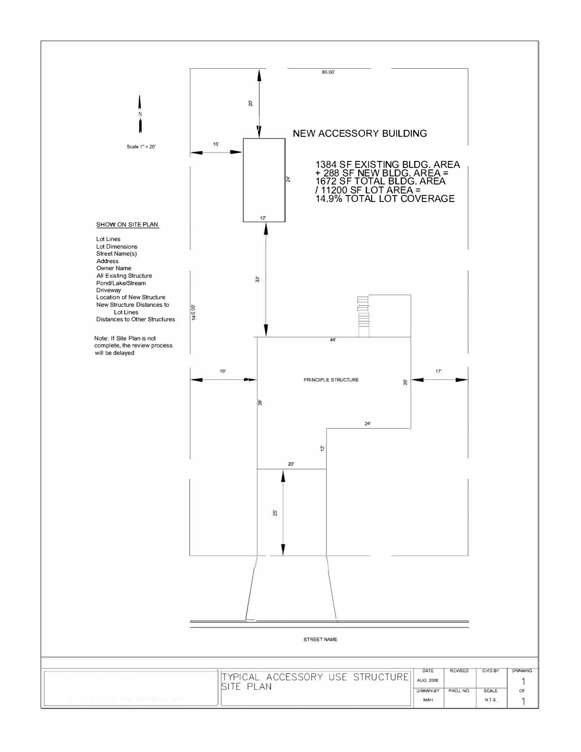N

Scale 1" = 20'

80.00'

20'

15'

NEW ACCESSORY BUILDING

1384 SF EXISTING BLDG. AREA
+ 288 SF NEW BLDG. AREA =
1672 SF TOTAL BLDG. AREA
/ 11200 SF LOT AREA =
14.9% TOTAL LOT COVERAGE

24'

12'

SHOW ON SITE PLAN

- Lot Lines
- Lot Dimensions
- Street Name(s)
- Address
- Owner Name
- All Existing Structure
- Pond/Lake/Stream
- Driveway
- Location of New Structure
- New Structure Distances to Lot Lines
- Distances to Other Structures

Note: If Site Plan is not complete, the review process will be delayed

33'

140.00'

44'

19'

PRINCIPLE STRUCTURE

17'

26'

38'

24'

12'

20'

25'

STREET NAME

| TYPICAL ACCESSORY USE STRUCTURE SITE PLAN | DATE | REVISED | CH'D BY | DRAWING |
|---|---|---|---|---|
| | AUG. 2006 | | | 1 |
| | DRAWN BY | PROJ. NO. | SCALE | OF |
| | MAH | | N.T.S. | 1 |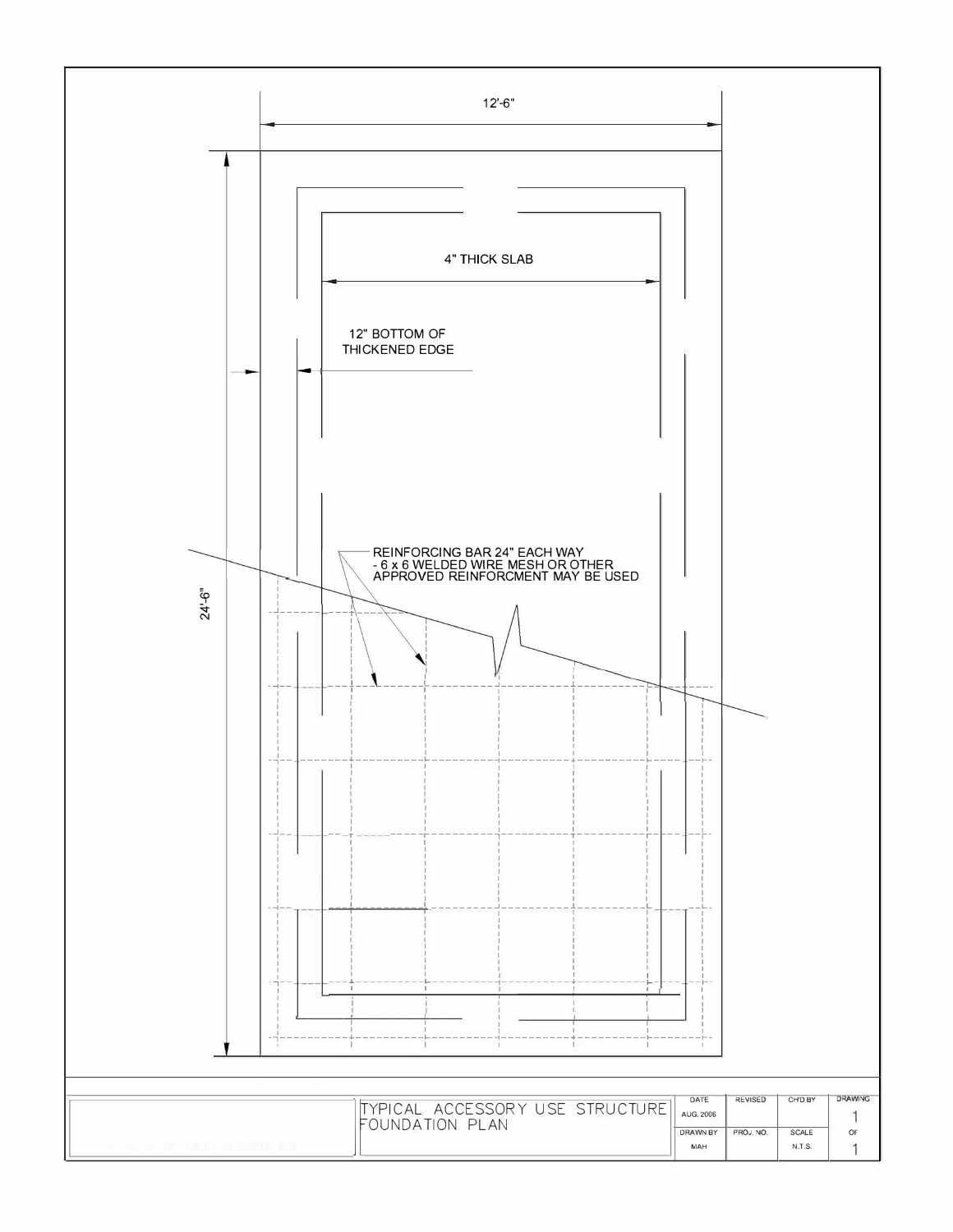12'-6"

24'-6"

4" THICK SLAB

12" BOTTOM OF THICKENED EDGE

REINFORCING BAR 24" EACH WAY - 6 x 6 WELDED WIRE MESH OR OTHER APPROVED REINFORCMENT MAY BE USED

# TYPICAL ACCESSORY USE STRUCTURE FOUNDATION PLAN

| DATE | REVISED | CH'D BY | DRAWING |
| --- | --- | --- | --- |
| AUG. 2006 | | | 1 |
| DRAWN BY | PROJ. NO. | SCALE | OF |
| MAH | | N.T.S. | 1 |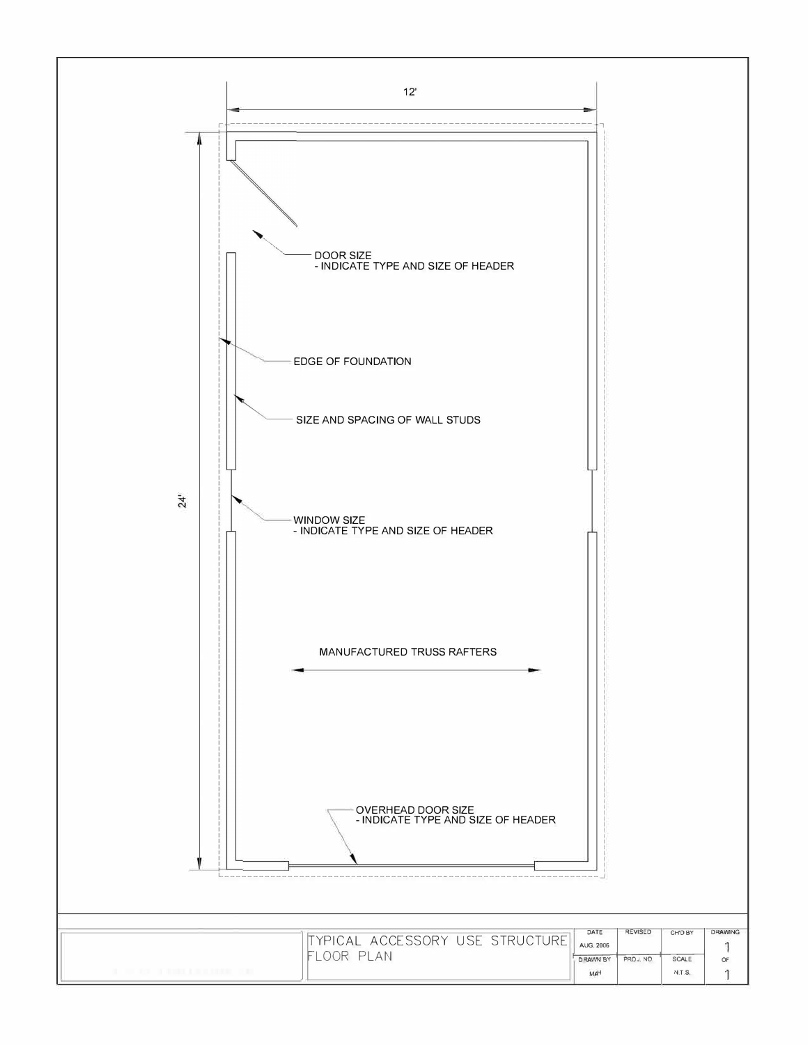12'

24'

DOOR SIZE
- INDICATE TYPE AND SIZE OF HEADER

EDGE OF FOUNDATION

SIZE AND SPACING OF WALL STUDS

WINDOW SIZE
- INDICATE TYPE AND SIZE OF HEADER

MANUFACTURED TRUSS RAFTERS

OVERHEAD DOOR SIZE
- INDICATE TYPE AND SIZE OF HEADER

TYPICAL ACCESSORY USE STRUCTURE
FLOOR PLAN

| DATE | REVISED | CH'D BY | DRAWING |
|---|---|---|---|
| AUG. 2006 | | | 1 |
| DRAWN BY | PROJ. NO. | SCALE | OF |
| MAH | | N.T.S. | 1 |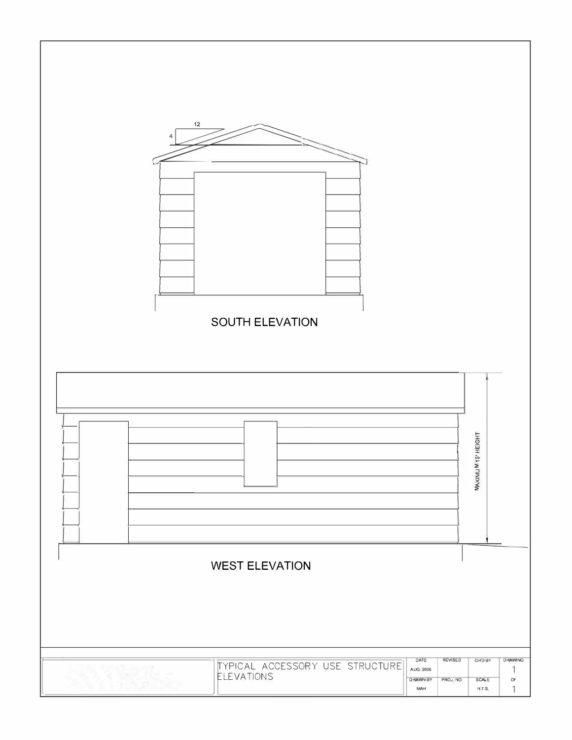12

4

SOUTH ELEVATION

MAXIMUM 15' HEIGHT

WEST ELEVATION

TYPICAL ACCESSORY USE STRUCTURE ELEVATIONS

| DATE | REVISED | CH'D BY | DRAWING |
|---|---|---|---|
| AUG. 2006 | | | 1 |
| DRAWN BY | PROJ. NO. | SCALE | OF |
| MAH | | N.T.S. | 1 |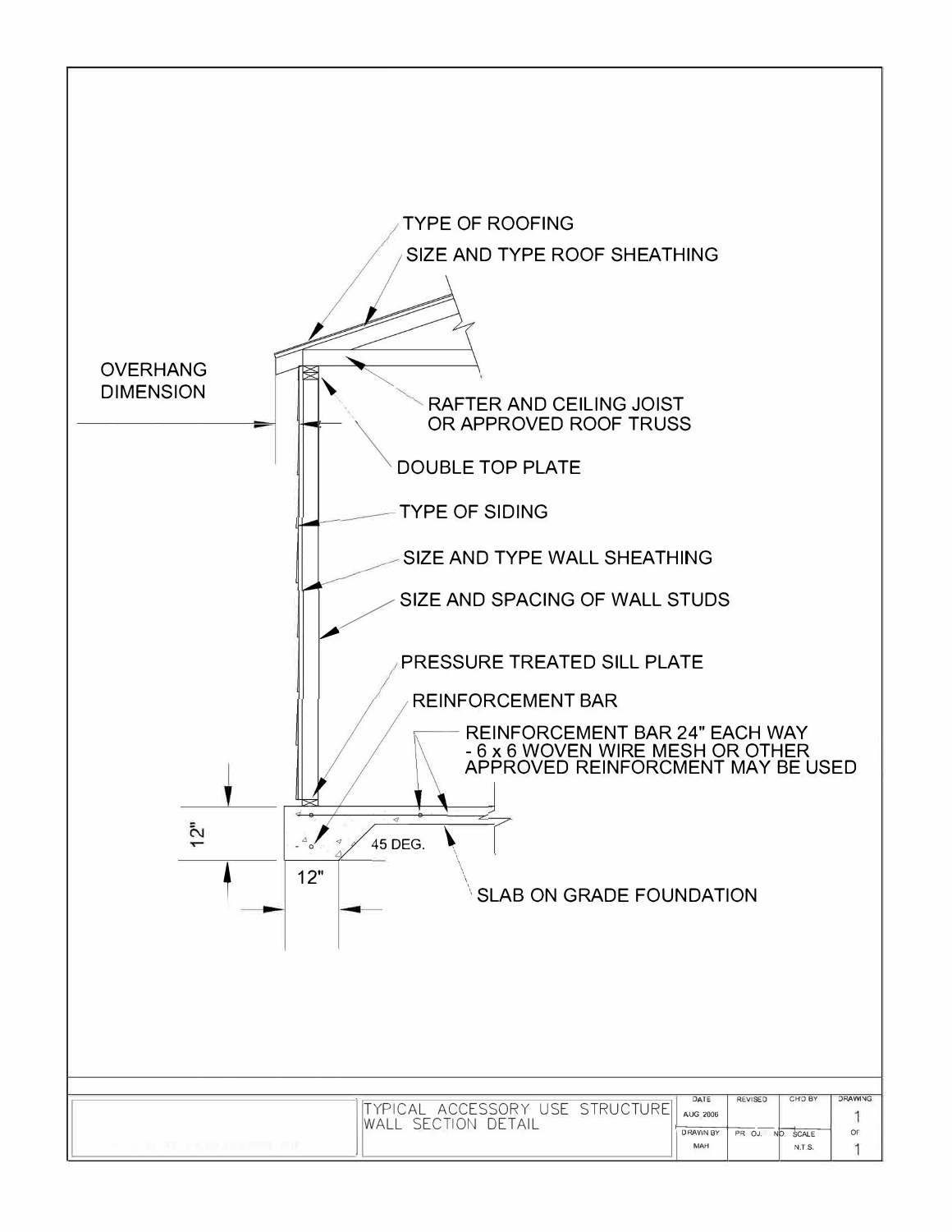TYPE OF ROOFING

SIZE AND TYPE ROOF SHEATHING

OVERHANG DIMENSION

RAFTER AND CEILING JOIST OR APPROVED ROOF TRUSS

DOUBLE TOP PLATE

TYPE OF SIDING

SIZE AND TYPE WALL SHEATHING

SIZE AND SPACING OF WALL STUDS

PRESSURE TREATED SILL PLATE

REINFORCEMENT BAR

REINFORCEMENT BAR 24" EACH WAY - 6 x 6 WOVEN WIRE MESH OR OTHER APPROVED REINFORCMENT MAY BE USED

12"

45 DEG.

12"

SLAB ON GRADE FOUNDATION

| | | | | |
|---|---|---|---|---|
| TYPICAL ACCESSORY USE STRUCTURE WALL SECTION DETAIL | DATE: AUG 2006 | REVISED | CHD BY | DRAWING 1 OF 1 |
| | DRAWN BY: MAH | PROJ. NO. | SCALE: N.T.S. | |